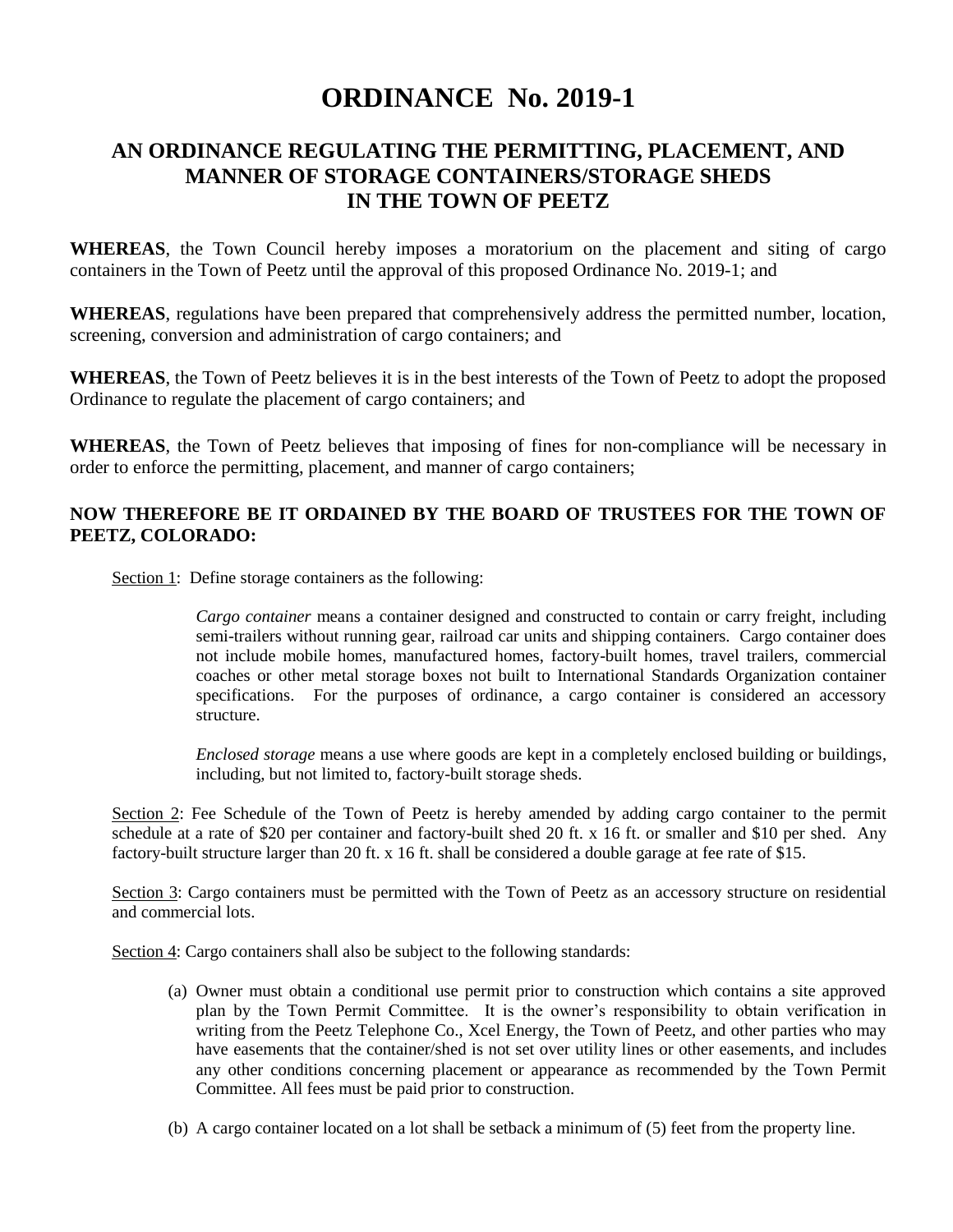# ORDINANCE No. 2019-1

## AN ORDINANCE REGULATING THE PERMITTING, PLACEMENT, AND MANNER OF STORAGE CONTAINERS/STORAGE SHEDS IN THE TOWN OF PEETZ

**WHEREAS**, the Town Council hereby imposes a moratorium on the placement and siting of cargo containers in the Town of Peetz until the approval of this proposed Ordinance No. 2019-1; and

**WHEREAS**, regulations have been prepared that comprehensively address the permitted number, location, screening, conversion and administration of cargo containers; and

**WHEREAS**, the Town of Peetz believes it is in the best interests of the Town of Peetz to adopt the proposed Ordinance to regulate the placement of cargo containers; and

**WHEREAS**, the Town of Peetz believes that imposing of fines for non-compliance will be necessary in order to enforce the permitting, placement, and manner of cargo containers;

**NOW THEREFORE BE IT ORDAINED BY THE BOARD OF TRUSTEES FOR THE TOWN OF PEETZ, COLORADO:**

<u>Section 1</u>: Define storage containers as the following:

> *Cargo container* means a container designed and constructed to contain or carry freight, including semi-trailers without running gear, railroad car units and shipping containers. Cargo container does not include mobile homes, manufactured homes, factory-built homes, travel trailers, commercial coaches or other metal storage boxes not built to International Standards Organization container specifications. For the purposes of ordinance, a cargo container is considered an accessory structure.
>
> *Enclosed storage* means a use where goods are kept in a completely enclosed building or buildings, including, but not limited to, factory-built storage sheds.

<u>Section 2</u>: Fee Schedule of the Town of Peetz is hereby amended by adding cargo container to the permit schedule at a rate of $20 per container and factory-built shed 20 ft. x 16 ft. or smaller and $10 per shed. Any factory-built structure larger than 20 ft. x 16 ft. shall be considered a double garage at fee rate of $15.

<u>Section 3</u>: Cargo containers must be permitted with the Town of Peetz as an accessory structure on residential and commercial lots.

<u>Section 4</u>: Cargo containers shall also be subject to the following standards:

(a) Owner must obtain a conditional use permit prior to construction which contains a site approved plan by the Town Permit Committee. It is the owner's responsibility to obtain verification in writing from the Peetz Telephone Co., Xcel Energy, the Town of Peetz, and other parties who may have easements that the container/shed is not set over utility lines or other easements, and includes any other conditions concerning placement or appearance as recommended by the Town Permit Committee. All fees must be paid prior to construction.

(b) A cargo container located on a lot shall be setback a minimum of (5) feet from the property line.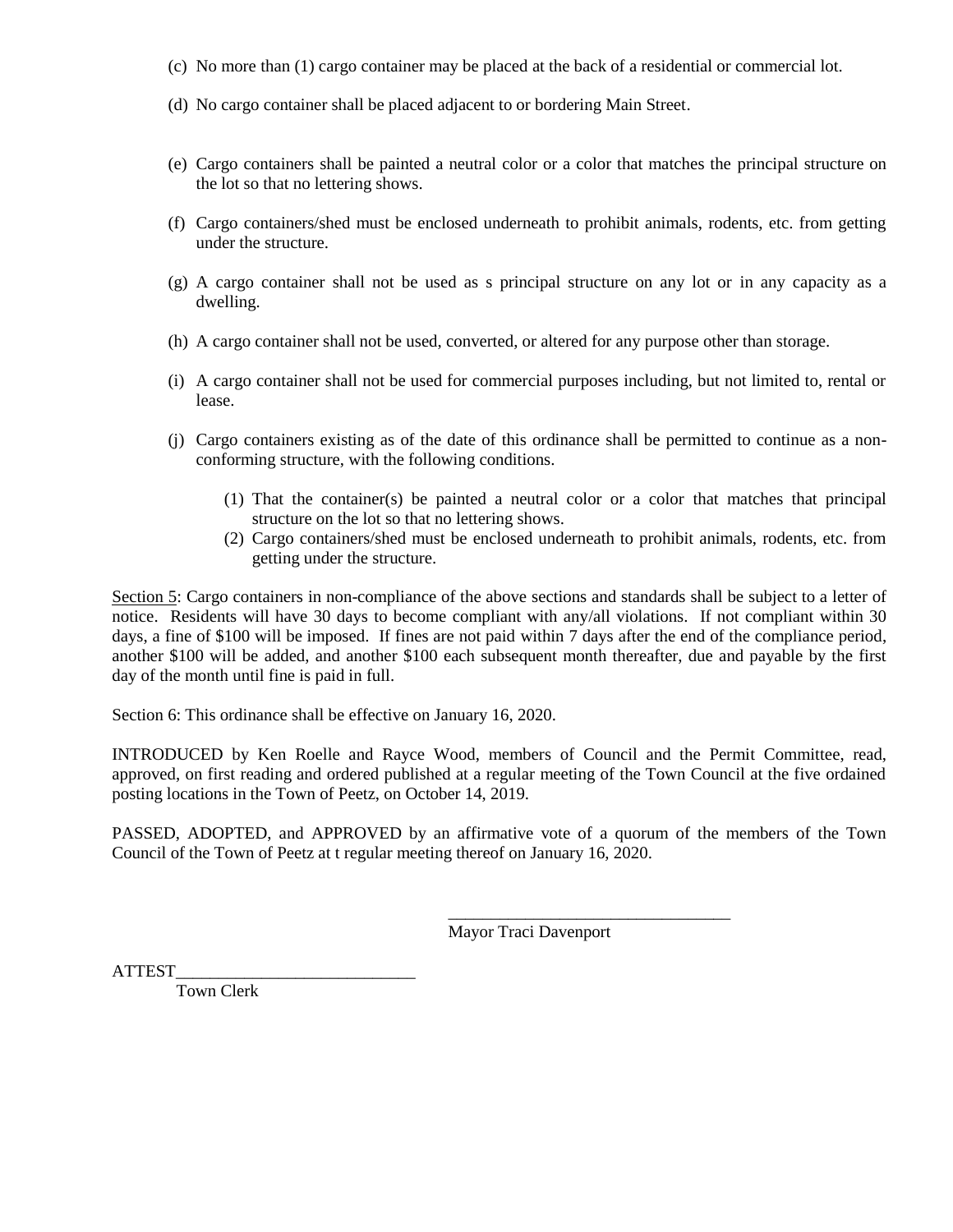(c) No more than (1) cargo container may be placed at the back of a residential or commercial lot.

(d) No cargo container shall be placed adjacent to or bordering Main Street.

(e) Cargo containers shall be painted a neutral color or a color that matches the principal structure on the lot so that no lettering shows.

(f) Cargo containers/shed must be enclosed underneath to prohibit animals, rodents, etc. from getting under the structure.

(g) A cargo container shall not be used as s principal structure on any lot or in any capacity as a dwelling.

(h) A cargo container shall not be used, converted, or altered for any purpose other than storage.

(i) A cargo container shall not be used for commercial purposes including, but not limited to, rental or lease.

(j) Cargo containers existing as of the date of this ordinance shall be permitted to continue as a non-conforming structure, with the following conditions.

(1) That the container(s) be painted a neutral color or a color that matches that principal structure on the lot so that no lettering shows.
(2) Cargo containers/shed must be enclosed underneath to prohibit animals, rodents, etc. from getting under the structure.

Section 5: Cargo containers in non-compliance of the above sections and standards shall be subject to a letter of notice. Residents will have 30 days to become compliant with any/all violations. If not compliant within 30 days, a fine of $100 will be imposed. If fines are not paid within 7 days after the end of the compliance period, another $100 will be added, and another $100 each subsequent month thereafter, due and payable by the first day of the month until fine is paid in full.

Section 6: This ordinance shall be effective on January 16, 2020.

INTRODUCED by Ken Roelle and Rayce Wood, members of Council and the Permit Committee, read, approved, on first reading and ordered published at a regular meeting of the Town Council at the five ordained posting locations in the Town of Peetz, on October 14, 2019.

PASSED, ADOPTED, and APPROVED by an affirmative vote of a quorum of the members of the Town Council of the Town of Peetz at t regular meeting thereof on January 16, 2020.

_________________________________
Mayor Traci Davenport

ATTEST____________________________
Town Clerk